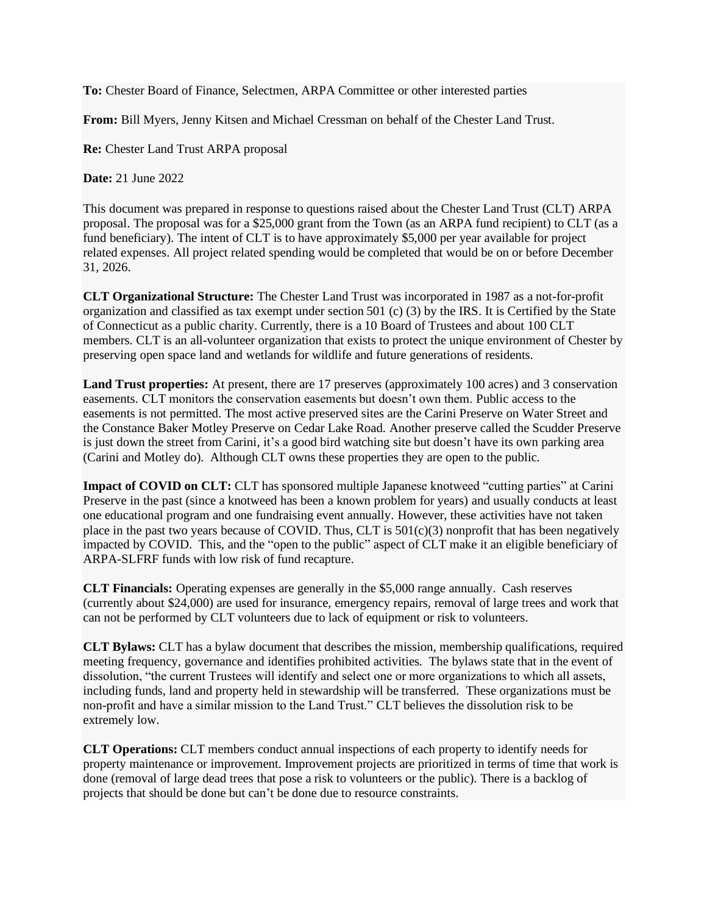**To:** Chester Board of Finance, Selectmen, ARPA Committee or other interested parties

**From:** Bill Myers, Jenny Kitsen and Michael Cressman on behalf of the Chester Land Trust.

**Re:** Chester Land Trust ARPA proposal

**Date:** 21 June 2022

This document was prepared in response to questions raised about the Chester Land Trust (CLT) ARPA proposal. The proposal was for a $25,000 grant from the Town (as an ARPA fund recipient) to CLT (as a fund beneficiary). The intent of CLT is to have approximately $5,000 per year available for project related expenses. All project related spending would be completed that would be on or before December 31, 2026.

**CLT Organizational Structure:** The Chester Land Trust was incorporated in 1987 as a not-for-profit organization and classified as tax exempt under section 501 (c) (3) by the IRS. It is Certified by the State of Connecticut as a public charity. Currently, there is a 10 Board of Trustees and about 100 CLT members. CLT is an all-volunteer organization that exists to protect the unique environment of Chester by preserving open space land and wetlands for wildlife and future generations of residents.

**Land Trust properties:** At present, there are 17 preserves (approximately 100 acres) and 3 conservation easements. CLT monitors the conservation easements but doesn't own them. Public access to the easements is not permitted. The most active preserved sites are the Carini Preserve on Water Street and the Constance Baker Motley Preserve on Cedar Lake Road. Another preserve called the Scudder Preserve is just down the street from Carini, it's a good bird watching site but doesn't have its own parking area (Carini and Motley do). Although CLT owns these properties they are open to the public.

**Impact of COVID on CLT:** CLT has sponsored multiple Japanese knotweed "cutting parties" at Carini Preserve in the past (since a knotweed has been a known problem for years) and usually conducts at least one educational program and one fundraising event annually. However, these activities have not taken place in the past two years because of COVID. Thus, CLT is 501(c)(3) nonprofit that has been negatively impacted by COVID. This, and the "open to the public" aspect of CLT make it an eligible beneficiary of ARPA-SLFRF funds with low risk of fund recapture.

**CLT Financials:** Operating expenses are generally in the $5,000 range annually. Cash reserves (currently about $24,000) are used for insurance, emergency repairs, removal of large trees and work that can not be performed by CLT volunteers due to lack of equipment or risk to volunteers.

**CLT Bylaws:** CLT has a bylaw document that describes the mission, membership qualifications, required meeting frequency, governance and identifies prohibited activities. The bylaws state that in the event of dissolution, "the current Trustees will identify and select one or more organizations to which all assets, including funds, land and property held in stewardship will be transferred. These organizations must be non-profit and have a similar mission to the Land Trust." CLT believes the dissolution risk to be extremely low.

**CLT Operations:** CLT members conduct annual inspections of each property to identify needs for property maintenance or improvement. Improvement projects are prioritized in terms of time that work is done (removal of large dead trees that pose a risk to volunteers or the public). There is a backlog of projects that should be done but can't be done due to resource constraints.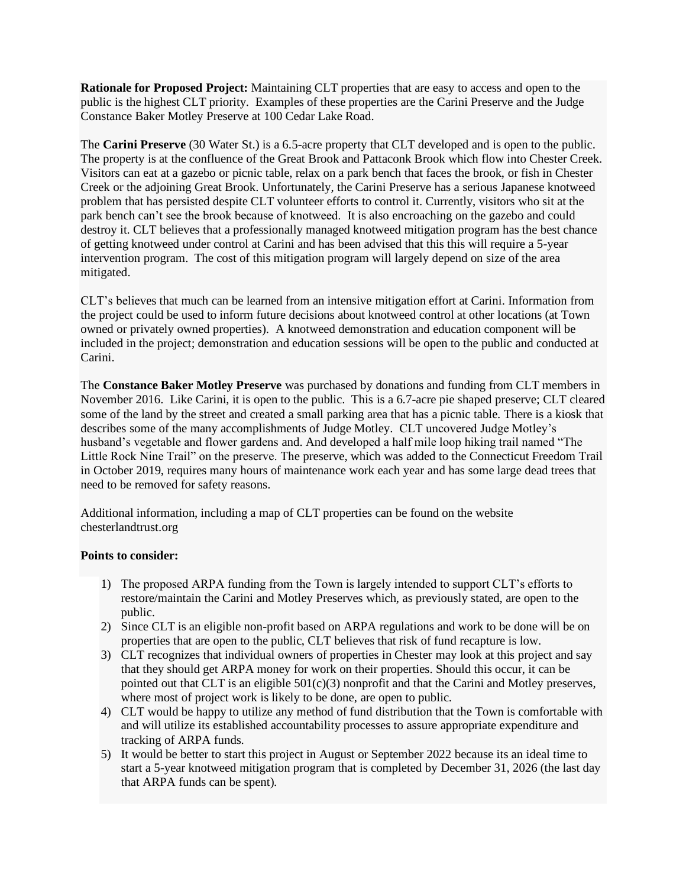**Rationale for Proposed Project:** Maintaining CLT properties that are easy to access and open to the public is the highest CLT priority. Examples of these properties are the Carini Preserve and the Judge Constance Baker Motley Preserve at 100 Cedar Lake Road.

The **Carini Preserve** (30 Water St.) is a 6.5-acre property that CLT developed and is open to the public. The property is at the confluence of the Great Brook and Pattaconk Brook which flow into Chester Creek. Visitors can eat at a gazebo or picnic table, relax on a park bench that faces the brook, or fish in Chester Creek or the adjoining Great Brook. Unfortunately, the Carini Preserve has a serious Japanese knotweed problem that has persisted despite CLT volunteer efforts to control it. Currently, visitors who sit at the park bench can't see the brook because of knotweed. It is also encroaching on the gazebo and could destroy it. CLT believes that a professionally managed knotweed mitigation program has the best chance of getting knotweed under control at Carini and has been advised that this this will require a 5-year intervention program. The cost of this mitigation program will largely depend on size of the area mitigated.

CLT's believes that much can be learned from an intensive mitigation effort at Carini. Information from the project could be used to inform future decisions about knotweed control at other locations (at Town owned or privately owned properties). A knotweed demonstration and education component will be included in the project; demonstration and education sessions will be open to the public and conducted at Carini.

The **Constance Baker Motley Preserve** was purchased by donations and funding from CLT members in November 2016. Like Carini, it is open to the public. This is a 6.7-acre pie shaped preserve; CLT cleared some of the land by the street and created a small parking area that has a picnic table. There is a kiosk that describes some of the many accomplishments of Judge Motley. CLT uncovered Judge Motley's husband's vegetable and flower gardens and. And developed a half mile loop hiking trail named "The Little Rock Nine Trail" on the preserve. The preserve, which was added to the Connecticut Freedom Trail in October 2019, requires many hours of maintenance work each year and has some large dead trees that need to be removed for safety reasons.

Additional information, including a map of CLT properties can be found on the website chesterlandtrust.org

**Points to consider:**

1) The proposed ARPA funding from the Town is largely intended to support CLT's efforts to restore/maintain the Carini and Motley Preserves which, as previously stated, are open to the public.
2) Since CLT is an eligible non-profit based on ARPA regulations and work to be done will be on properties that are open to the public, CLT believes that risk of fund recapture is low.
3) CLT recognizes that individual owners of properties in Chester may look at this project and say that they should get ARPA money for work on their properties. Should this occur, it can be pointed out that CLT is an eligible 501(c)(3) nonprofit and that the Carini and Motley preserves, where most of project work is likely to be done, are open to public.
4) CLT would be happy to utilize any method of fund distribution that the Town is comfortable with and will utilize its established accountability processes to assure appropriate expenditure and tracking of ARPA funds.
5) It would be better to start this project in August or September 2022 because its an ideal time to start a 5-year knotweed mitigation program that is completed by December 31, 2026 (the last day that ARPA funds can be spent).